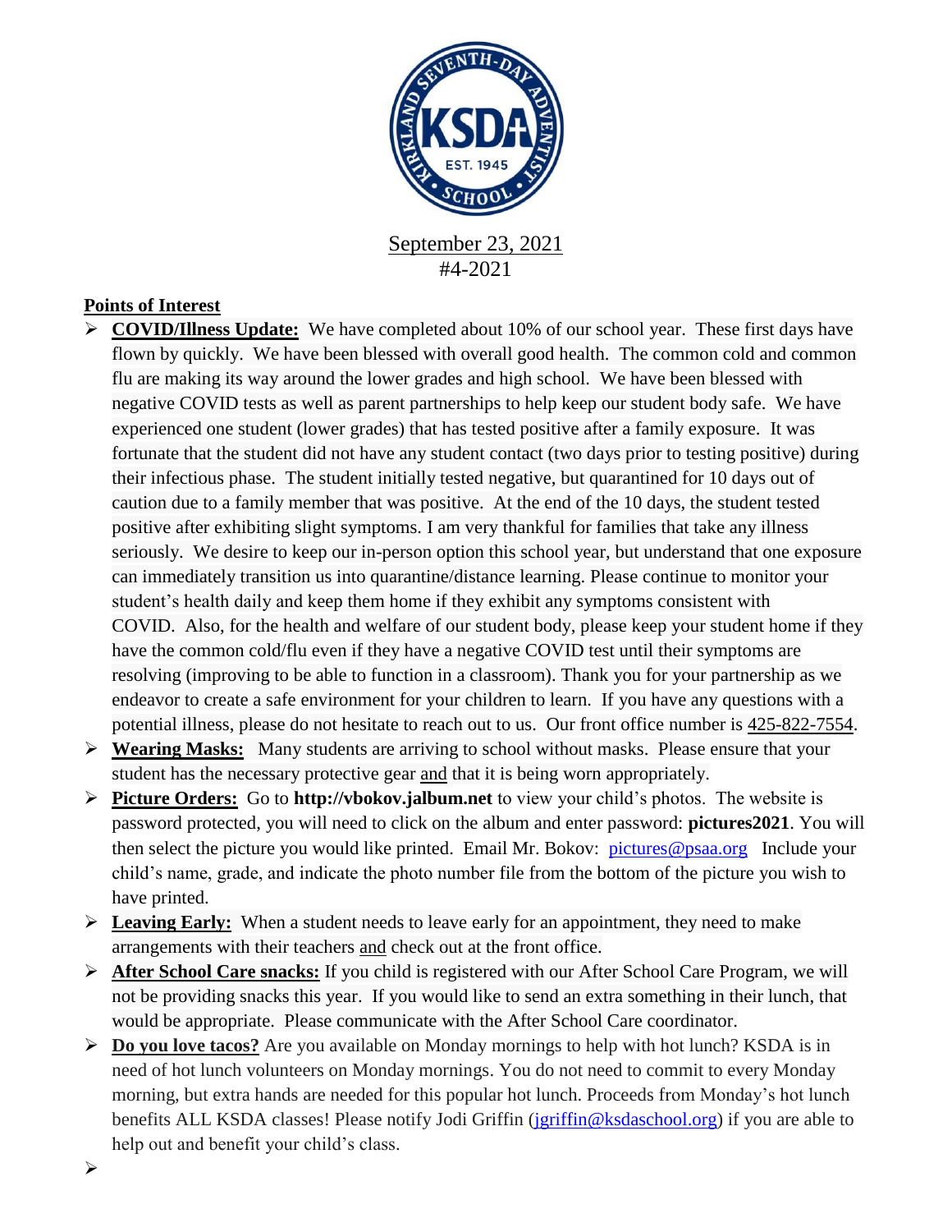September 23, 2021
#4-2021

**Points of Interest**

- **COVID/Illness Update:** We have completed about 10% of our school year. These first days have flown by quickly. We have been blessed with overall good health. The common cold and common flu are making its way around the lower grades and high school. We have been blessed with negative COVID tests as well as parent partnerships to help keep our student body safe. We have experienced one student (lower grades) that has tested positive after a family exposure. It was fortunate that the student did not have any student contact (two days prior to testing positive) during their infectious phase. The student initially tested negative, but quarantined for 10 days out of caution due to a family member that was positive. At the end of the 10 days, the student tested positive after exhibiting slight symptoms. I am very thankful for families that take any illness seriously. We desire to keep our in-person option this school year, but understand that one exposure can immediately transition us into quarantine/distance learning. Please continue to monitor your student's health daily and keep them home if they exhibit any symptoms consistent with COVID. Also, for the health and welfare of our student body, please keep your student home if they have the common cold/flu even if they have a negative COVID test until their symptoms are resolving (improving to be able to function in a classroom). Thank you for your partnership as we endeavor to create a safe environment for your children to learn. If you have any questions with a potential illness, please do not hesitate to reach out to us. Our front office number is 425-822-7554.
- **Wearing Masks:** Many students are arriving to school without masks. Please ensure that your student has the necessary protective gear and that it is being worn appropriately.
- **Picture Orders:** Go to **http://vbokov.jalbum.net** to view your child's photos. The website is password protected, you will need to click on the album and enter password: **pictures2021**. You will then select the picture you would like printed. Email Mr. Bokov: pictures@psaa.org Include your child's name, grade, and indicate the photo number file from the bottom of the picture you wish to have printed.
- **Leaving Early:** When a student needs to leave early for an appointment, they need to make arrangements with their teachers and check out at the front office.
- **After School Care snacks:** If you child is registered with our After School Care Program, we will not be providing snacks this year. If you would like to send an extra something in their lunch, that would be appropriate. Please communicate with the After School Care coordinator.
- **Do you love tacos?** Are you available on Monday mornings to help with hot lunch? KSDA is in need of hot lunch volunteers on Monday mornings. You do not need to commit to every Monday morning, but extra hands are needed for this popular hot lunch. Proceeds from Monday's hot lunch benefits ALL KSDA classes! Please notify Jodi Griffin (jgriffin@ksdaschool.org) if you are able to help out and benefit your child's class.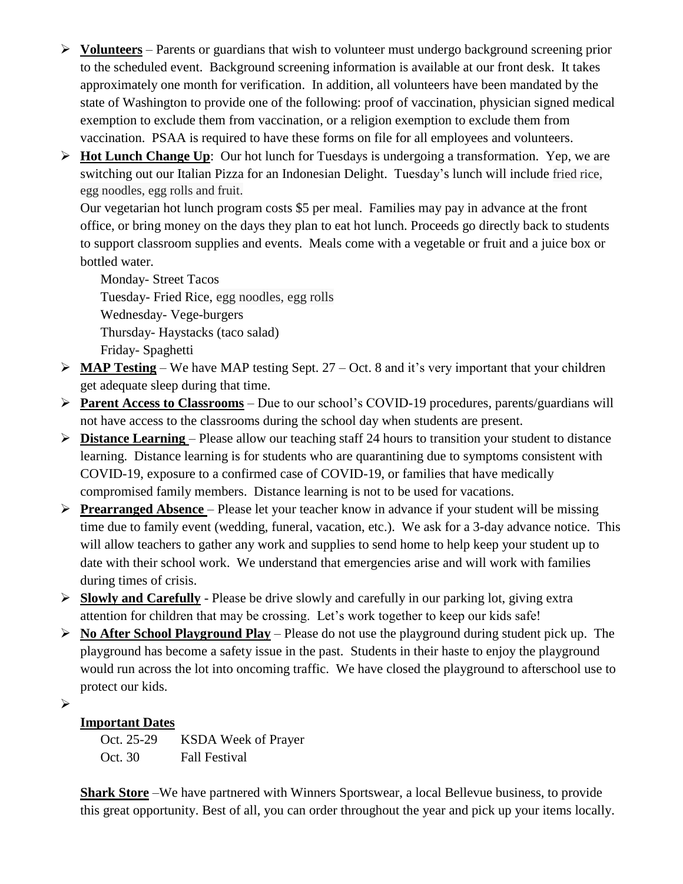- **Volunteers** – Parents or guardians that wish to volunteer must undergo background screening prior to the scheduled event. Background screening information is available at our front desk. It takes approximately one month for verification. In addition, all volunteers have been mandated by the state of Washington to provide one of the following: proof of vaccination, physician signed medical exemption to exclude them from vaccination, or a religion exemption to exclude them from vaccination. PSAA is required to have these forms on file for all employees and volunteers.
- **Hot Lunch Change Up**: Our hot lunch for Tuesdays is undergoing a transformation. Yep, we are switching out our Italian Pizza for an Indonesian Delight. Tuesday's lunch will include fried rice, egg noodles, egg rolls and fruit.

  Our vegetarian hot lunch program costs $5 per meal. Families may pay in advance at the front office, or bring money on the days they plan to eat hot lunch. Proceeds go directly back to students to support classroom supplies and events. Meals come with a vegetable or fruit and a juice box or bottled water.

  Monday- Street Tacos
  Tuesday- Fried Rice, egg noodles, egg rolls
  Wednesday- Vege-burgers
  Thursday- Haystacks (taco salad)
  Friday- Spaghetti
- **MAP Testing** – We have MAP testing Sept. 27 – Oct. 8 and it's very important that your children get adequate sleep during that time.
- **Parent Access to Classrooms** – Due to our school's COVID-19 procedures, parents/guardians will not have access to the classrooms during the school day when students are present.
- **Distance Learning** – Please allow our teaching staff 24 hours to transition your student to distance learning. Distance learning is for students who are quarantining due to symptoms consistent with COVID-19, exposure to a confirmed case of COVID-19, or families that have medically compromised family members. Distance learning is not to be used for vacations.
- **Prearranged Absence** – Please let your teacher know in advance if your student will be missing time due to family event (wedding, funeral, vacation, etc.). We ask for a 3-day advance notice. This will allow teachers to gather any work and supplies to send home to help keep your student up to date with their school work. We understand that emergencies arise and will work with families during times of crisis.
- **Slowly and Carefully** - Please be drive slowly and carefully in our parking lot, giving extra attention for children that may be crossing. Let's work together to keep our kids safe!
- **No After School Playground Play** – Please do not use the playground during student pick up. The playground has become a safety issue in the past. Students in their haste to enjoy the playground would run across the lot into oncoming traffic. We have closed the playground to afterschool use to protect our kids.

**Important Dates**

Oct. 25-29 KSDA Week of Prayer
Oct. 30 Fall Festival

**Shark Store** –We have partnered with Winners Sportswear, a local Bellevue business, to provide this great opportunity. Best of all, you can order throughout the year and pick up your items locally.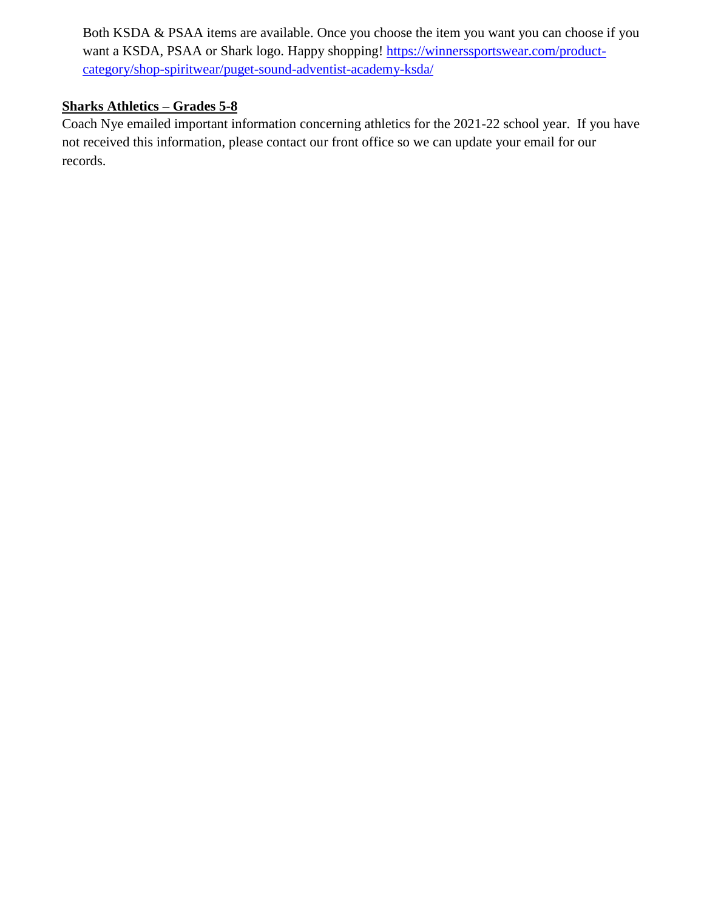Both KSDA & PSAA items are available. Once you choose the item you want you can choose if you want a KSDA, PSAA or Shark logo. Happy shopping! https://winnerssportswear.com/product-category/shop-spiritwear/puget-sound-adventist-academy-ksda/

**Sharks Athletics – Grades 5-8**

Coach Nye emailed important information concerning athletics for the 2021-22 school year. If you have not received this information, please contact our front office so we can update your email for our records.